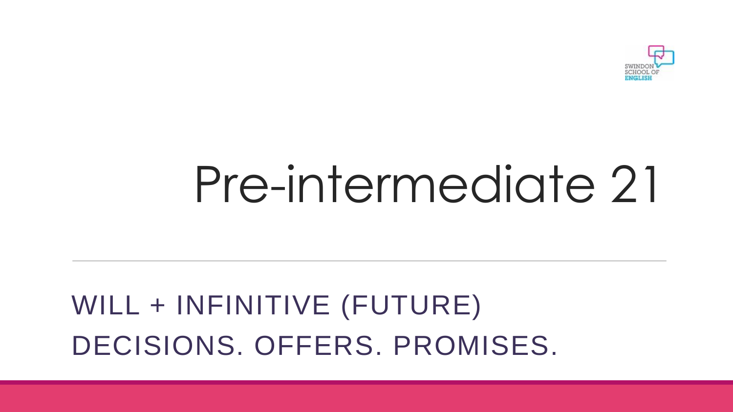# Pre-intermediate 21

---

## WILL + INFINITIVE (FUTURE)
## DECISIONS. OFFERS. PROMISES.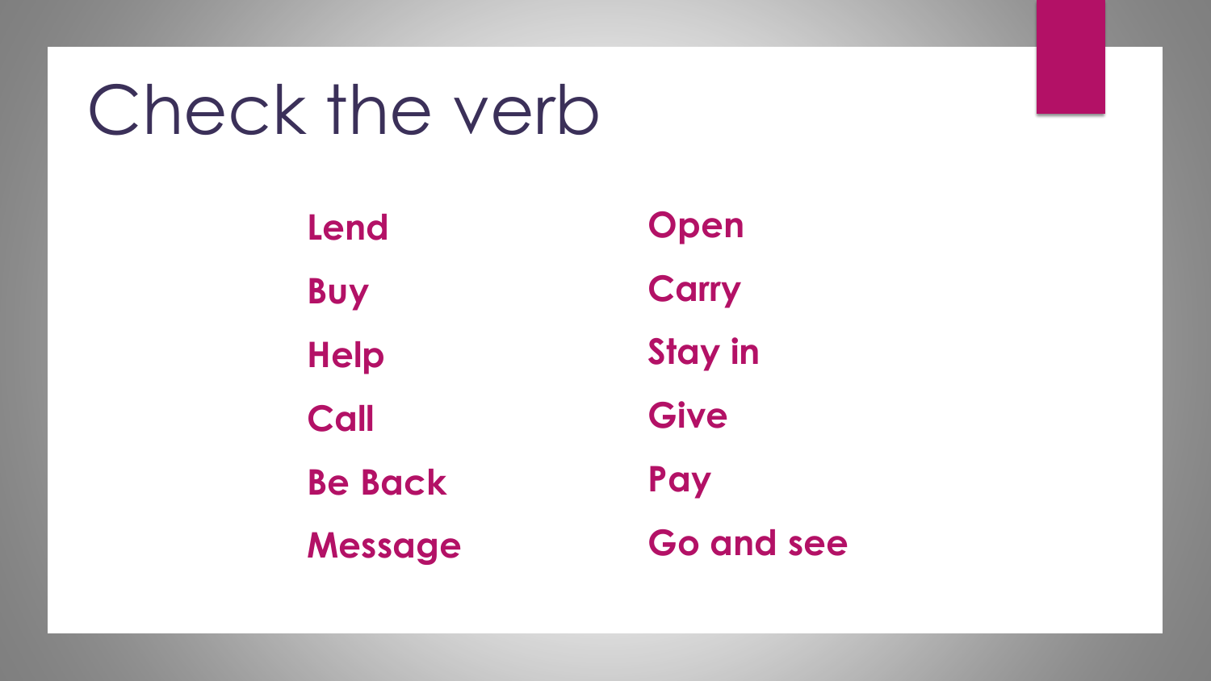# Check the verb

- **Lend**
- **Buy**
- **Help**
- **Call**
- **Be Back**
- **Message**
- **Open**
- **Carry**
- **Stay in**
- **Give**
- **Pay**
- **Go and see**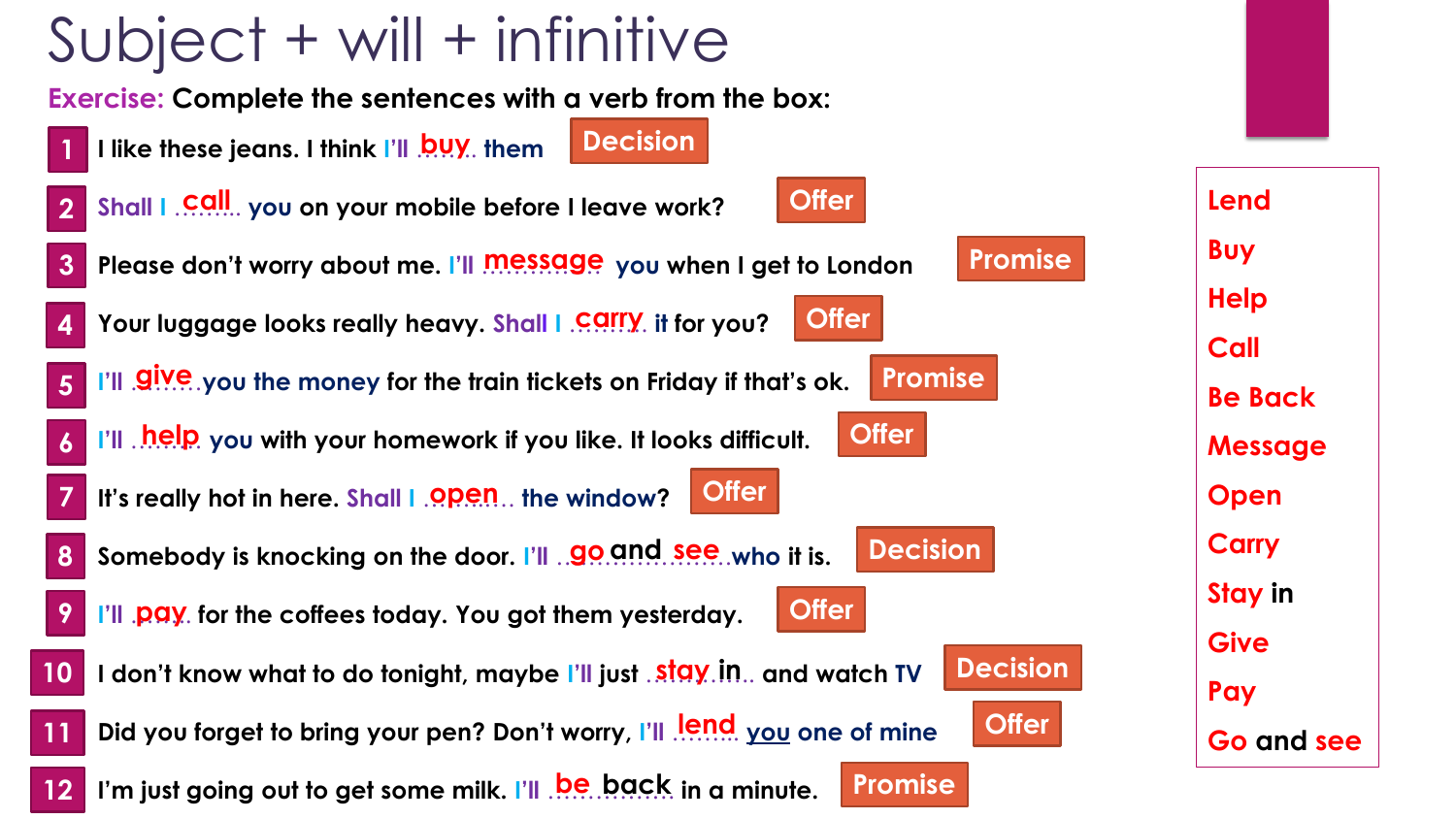# Subject + will + infinitive

**Exercise:** Complete the sentences with a verb from the box:

1. I like these jeans. I think I'll ..buy.. them — **Decision**
2. Shall I ..call....... you on your mobile before I leave work? — **Offer**
3. Please don't worry about me. I'll ..message.. you when I get to London — **Promise**
4. Your luggage looks really heavy. Shall I ..carry.. it for you? — **Offer**
5. I'll ..give.....you the money for the train tickets on Friday if that's ok. — **Promise**
6. I'll ..help.. you with your homework if you like. It looks difficult. — **Offer**
7. It's really hot in here. Shall I ..open.... the window? — **Offer**
8. Somebody is knocking on the door. I'll ..go and see.....who it is. — **Decision**
9. I'll ..pay.. for the coffees today. You got them yesterday. — **Offer**
10. I don't know what to do tonight, maybe I'll just ..stay in... and watch TV — **Decision**
11. Did you forget to bring your pen? Don't worry, I'll ..lend..... you one of mine — **Offer**
12. I'm just going out to get some milk. I'll ..be back.. in a minute. — **Promise**

| Lend |
| --- |
| Buy |
| Help |
| Call |
| Be Back |
| Message |
| Open |
| Carry |
| Stay in |
| Give |
| Pay |
| Go and see |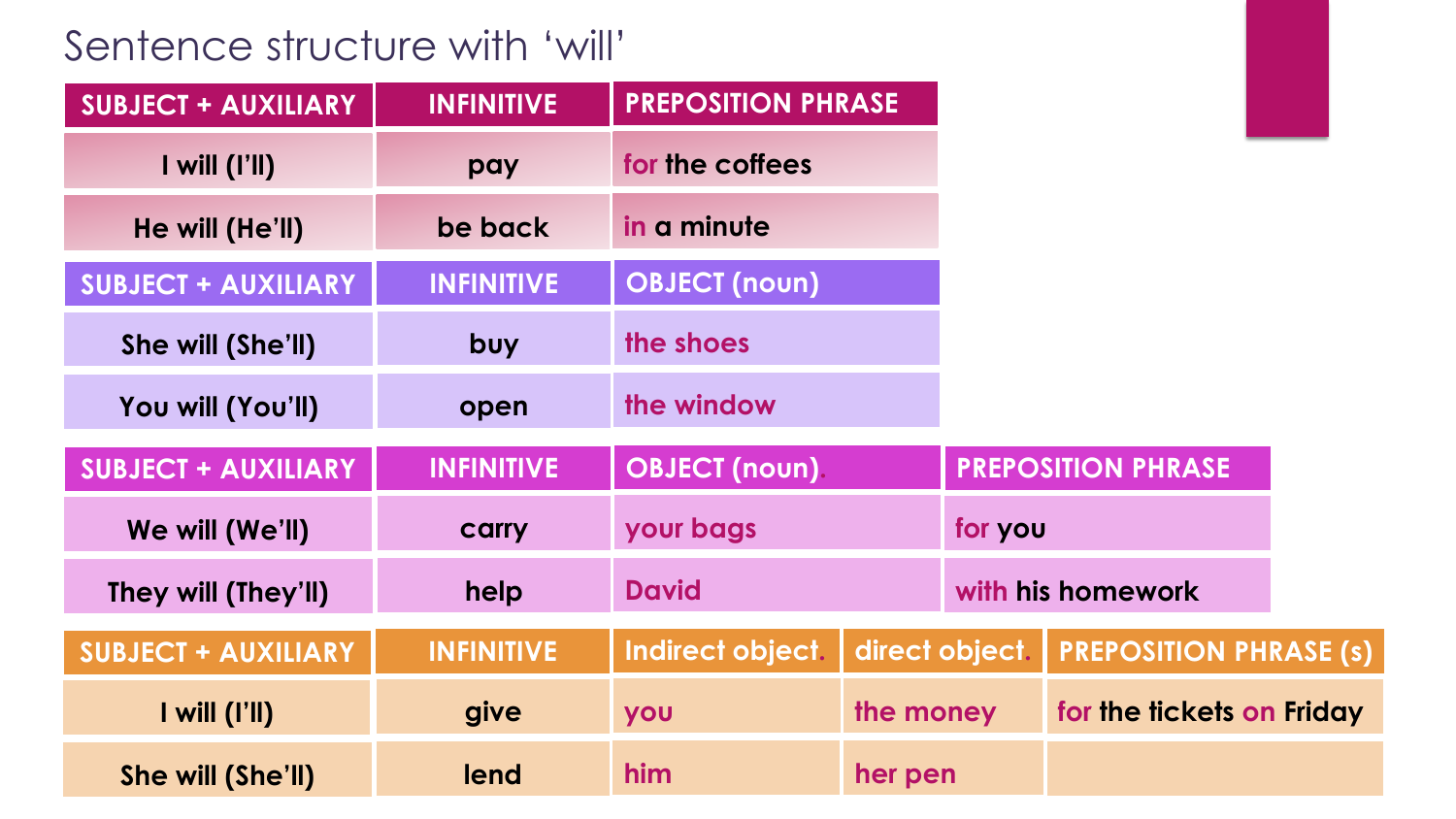# Sentence structure with 'will'

| SUBJECT + AUXILIARY | INFINITIVE | PREPOSITION PHRASE |
|---|---|---|
| I will (I'll) | pay | for the coffees |
| He will (He'll) | be back | in a minute |

| SUBJECT + AUXILIARY | INFINITIVE | OBJECT (noun) |
|---|---|---|
| She will (She'll) | buy | the shoes |
| You will (You'll) | open | the window |

| SUBJECT + AUXILIARY | INFINITIVE | OBJECT (noun). | PREPOSITION PHRASE |
|---|---|---|---|
| We will (We'll) | carry | your bags | for you |
| They will (They'll) | help | David | with his homework |

| SUBJECT + AUXILIARY | INFINITIVE | Indirect object. | direct object. | PREPOSITION PHRASE (s) |
|---|---|---|---|---|
| I will (I'll) | give | you | the money | for the tickets on Friday |
| She will (She'll) | lend | him | her pen | |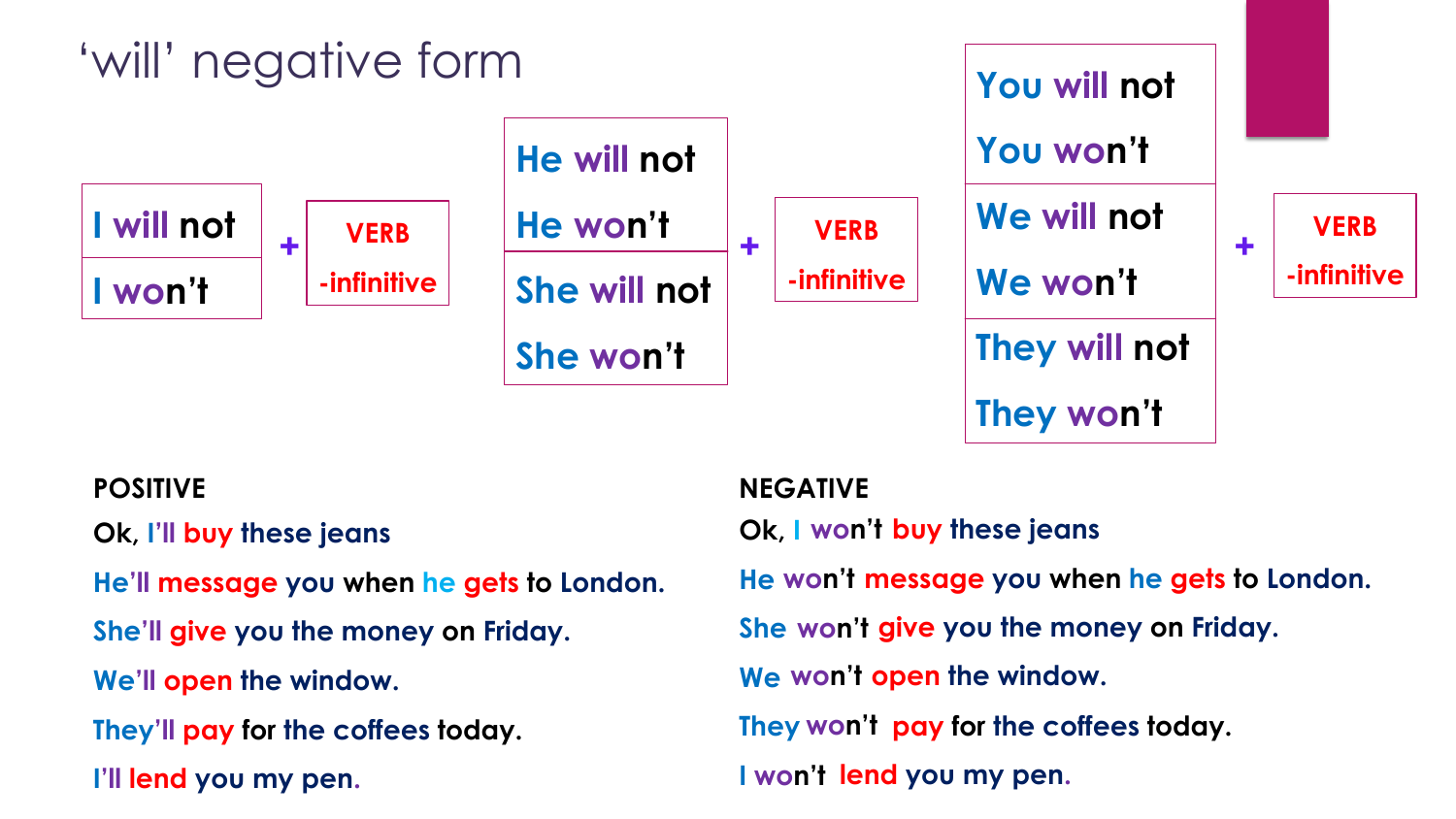# 'will' negative form

| | | |
|---|---|---|
| I will not | + | VERB -infinitive |
| I won't | | |

| | | |
|---|---|---|
| He will not | + | VERB -infinitive |
| He won't | | |
| She will not | | |
| She won't | | |

| | | |
|---|---|---|
| You will not | + | VERB -infinitive |
| You won't | | |
| We will not | | |
| We won't | | |
| They will not | | |
| They won't | | |

**POSITIVE**

Ok, I'll buy these jeans

He'll message you when he gets to London.

She'll give you the money on Friday.

We'll open the window.

They'll pay for the coffees today.

I'll lend you my pen.

**NEGATIVE**

Ok, I won't buy these jeans

He won't message you when he gets to London.

She won't give you the money on Friday.

We won't open the window.

They won't pay for the coffees today.

I won't lend you my pen.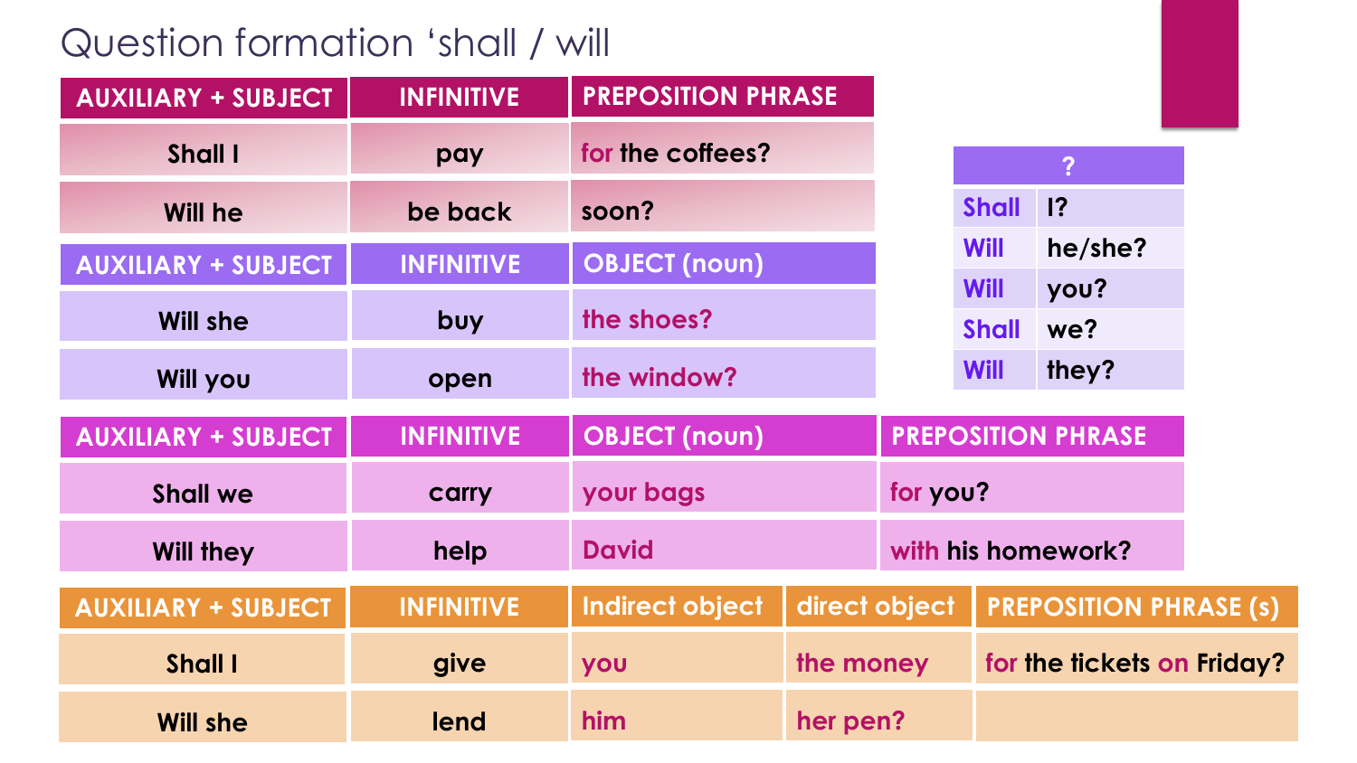# Question formation 'shall / will

| AUXILIARY + SUBJECT | INFINITIVE | PREPOSITION PHRASE |
|---|---|---|
| Shall I | pay | for the coffees? |
| Will he | be back | soon? |

| AUXILIARY + SUBJECT | INFINITIVE | OBJECT (noun) |
|---|---|---|
| Will she | buy | the shoes? |
| Will you | open | the window? |

| ? | |
|---|---|
| Shall | I? |
| Will | he/she? |
| Will | you? |
| Shall | we? |
| Will | they? |

| AUXILIARY + SUBJECT | INFINITIVE | OBJECT (noun) | PREPOSITION PHRASE |
|---|---|---|---|
| Shall we | carry | your bags | for you? |
| Will they | help | David | with his homework? |

| AUXILIARY + SUBJECT | INFINITIVE | Indirect object | direct object | PREPOSITION PHRASE (s) |
|---|---|---|---|---|
| Shall I | give | you | the money | for the tickets on Friday? |
| Will she | lend | him | her pen? | |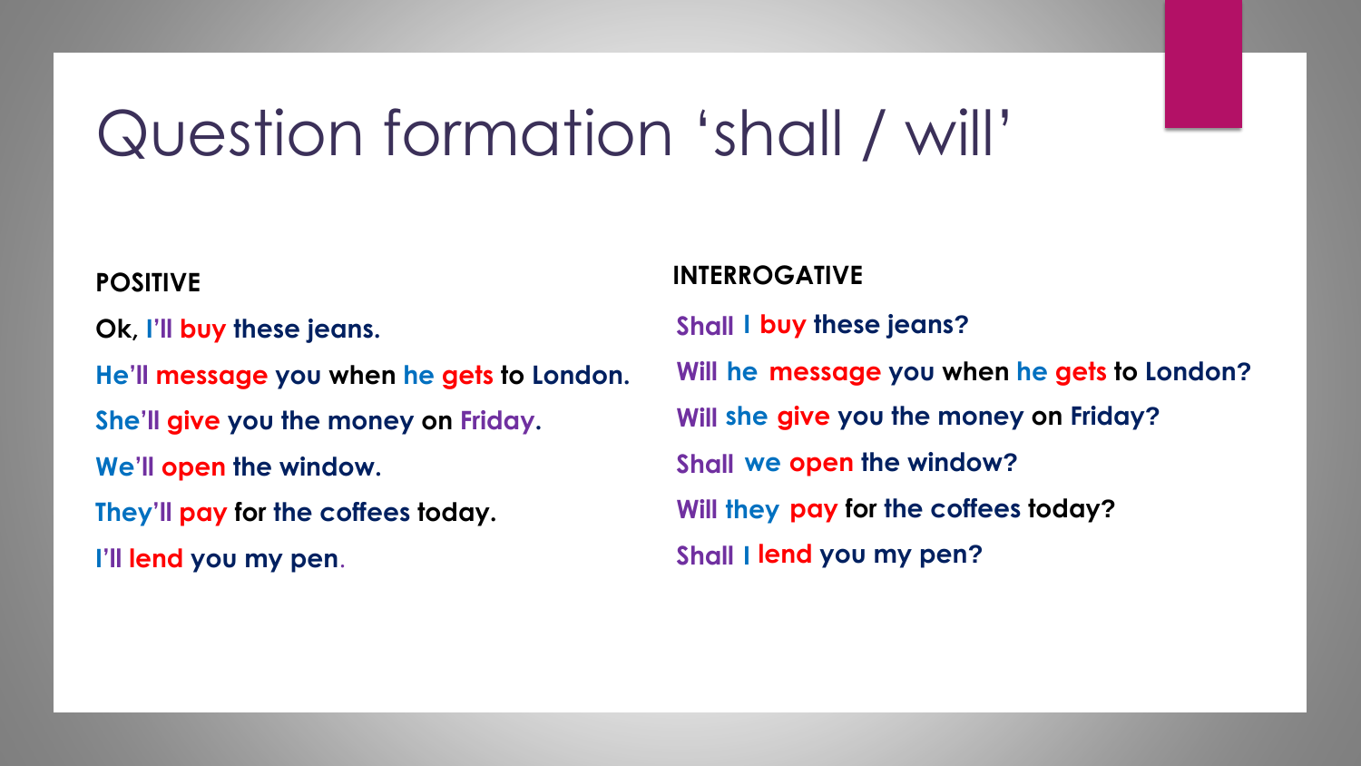# Question formation 'shall / will'

**POSITIVE**

**Ok, I'll buy these jeans.**

**He'll message you when he gets to London.**

**She'll give you the money on Friday.**

**We'll open the window.**

**They'll pay for the coffees today.**

**I'll lend you my pen.**

**INTERROGATIVE**

**Shall I buy these jeans?**

**Will he message you when he gets to London?**

**Will she give you the money on Friday?**

**Shall we open the window?**

**Will they pay for the coffees today?**

**Shall I lend you my pen?**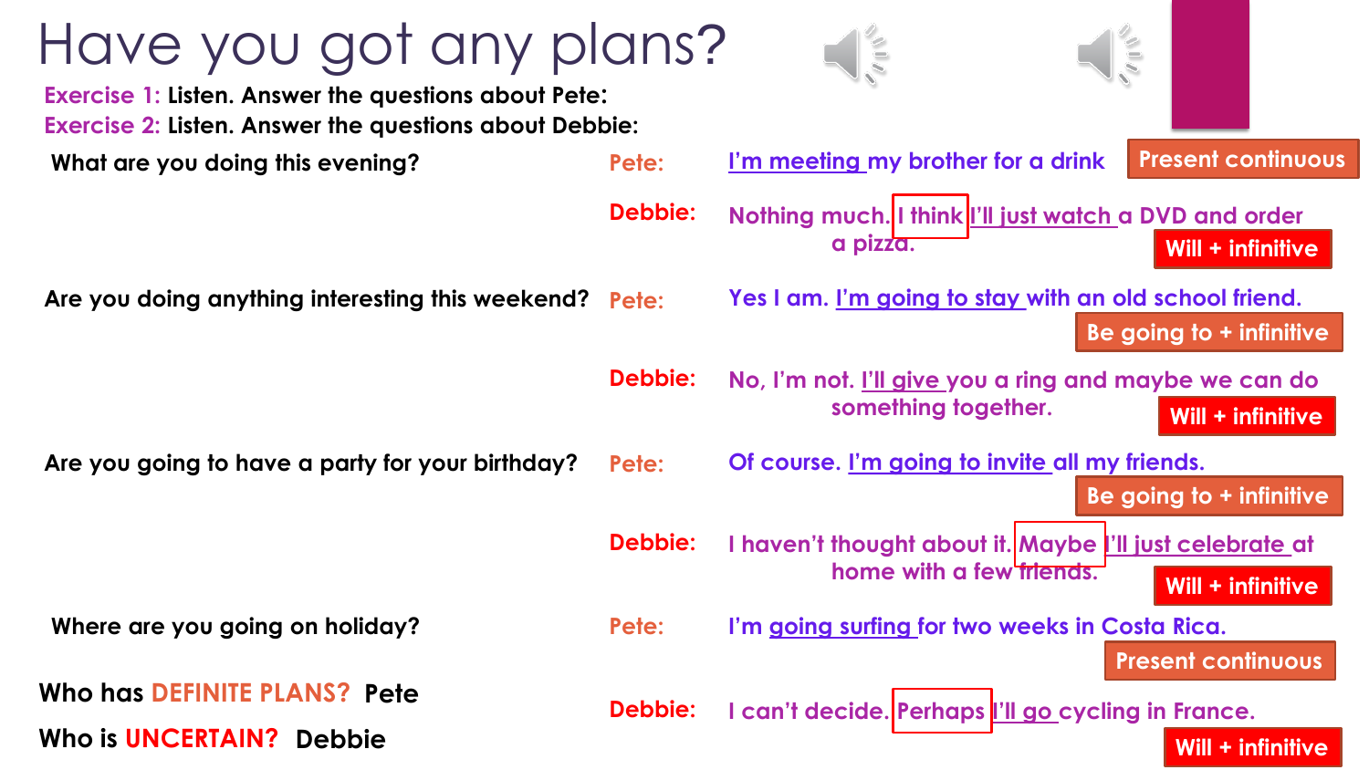# Have you got any plans?

**Exercise 1:** Listen. Answer the questions about Pete:

**Exercise 2:** Listen. Answer the questions about Debbie:

**What are you doing this evening?**

**Pete:** I'm meeting my brother for a drink — **Present continuous**

**Debbie:** Nothing much. I think I'll just watch a DVD and order a pizza. — **Will + infinitive**

**Are you doing anything interesting this weekend?**

**Pete:** Yes I am. I'm going to stay with an old school friend. — **Be going to + infinitive**

**Debbie:** No, I'm not. I'll give you a ring and maybe we can do something together. — **Will + infinitive**

**Are you going to have a party for your birthday?**

**Pete:** Of course. I'm going to invite all my friends. — **Be going to + infinitive**

**Debbie:** I haven't thought about it. Maybe I'll just celebrate at home with a few friends. — **Will + infinitive**

**Where are you going on holiday?**

**Pete:** I'm going surfing for two weeks in Costa Rica. — **Present continuous**

**Debbie:** I can't decide. Perhaps I'll go cycling in France. — **Will + infinitive**

**Who has DEFINITE PLANS?** Pete

**Who is UNCERTAIN?** Debbie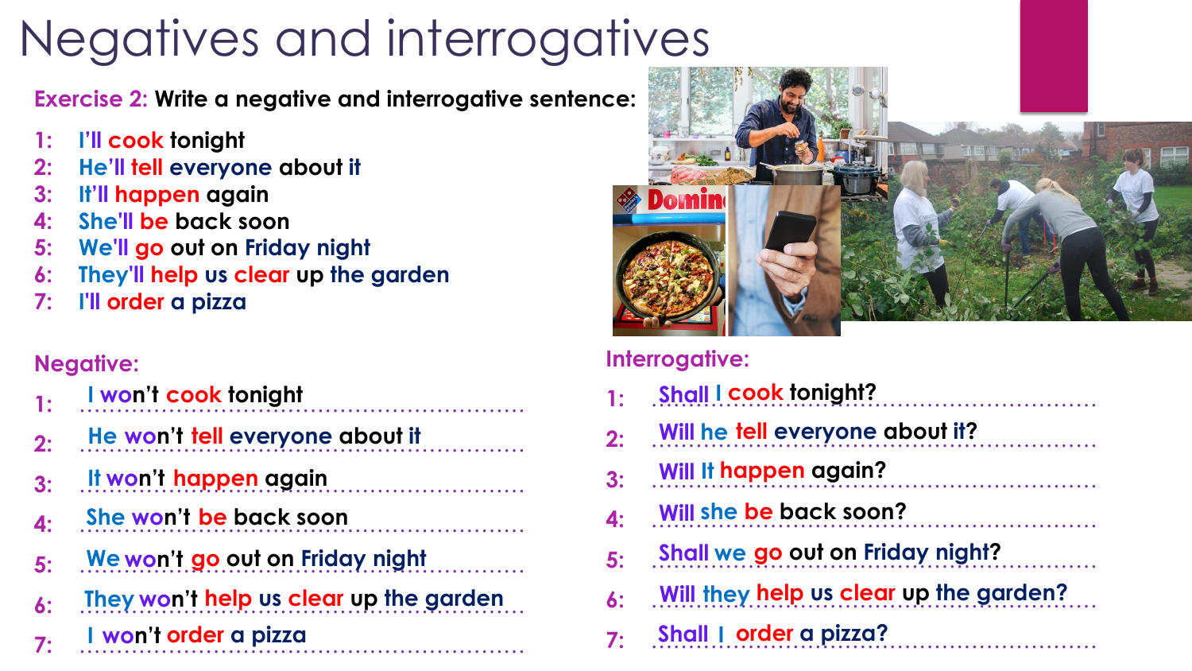# Negatives and interrogatives

**Exercise 2:** Write a negative and interrogative sentence:

1: I'll cook tonight
2: He'll tell everyone about it
3: It'll happen again
4: She'll be back soon
5: We'll go out on Friday night
6: They'll help us clear up the garden
7: I'll order a pizza

**Negative:**

1: I won't cook tonight
2: He won't tell everyone about it
3: It won't happen again
4: She won't be back soon
5: We won't go out on Friday night
6: They won't help us clear up the garden
7: I won't order a pizza

**Interrogative:**

1: Shall I cook tonight?
2: Will he tell everyone about it?
3: Will It happen again?
4: Will she be back soon?
5: Shall we go out on Friday night?
6: Will they help us clear up the garden?
7: Shall I order a pizza?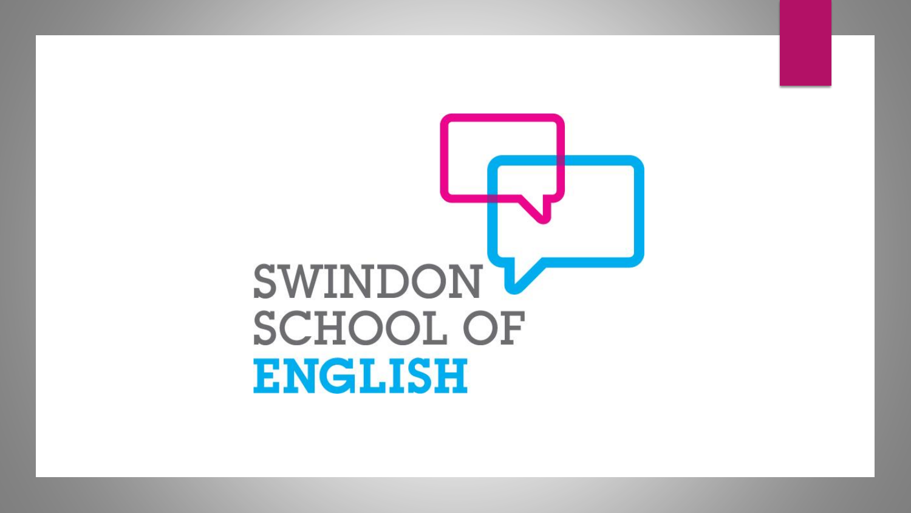SWINDON
SCHOOL OF
ENGLISH